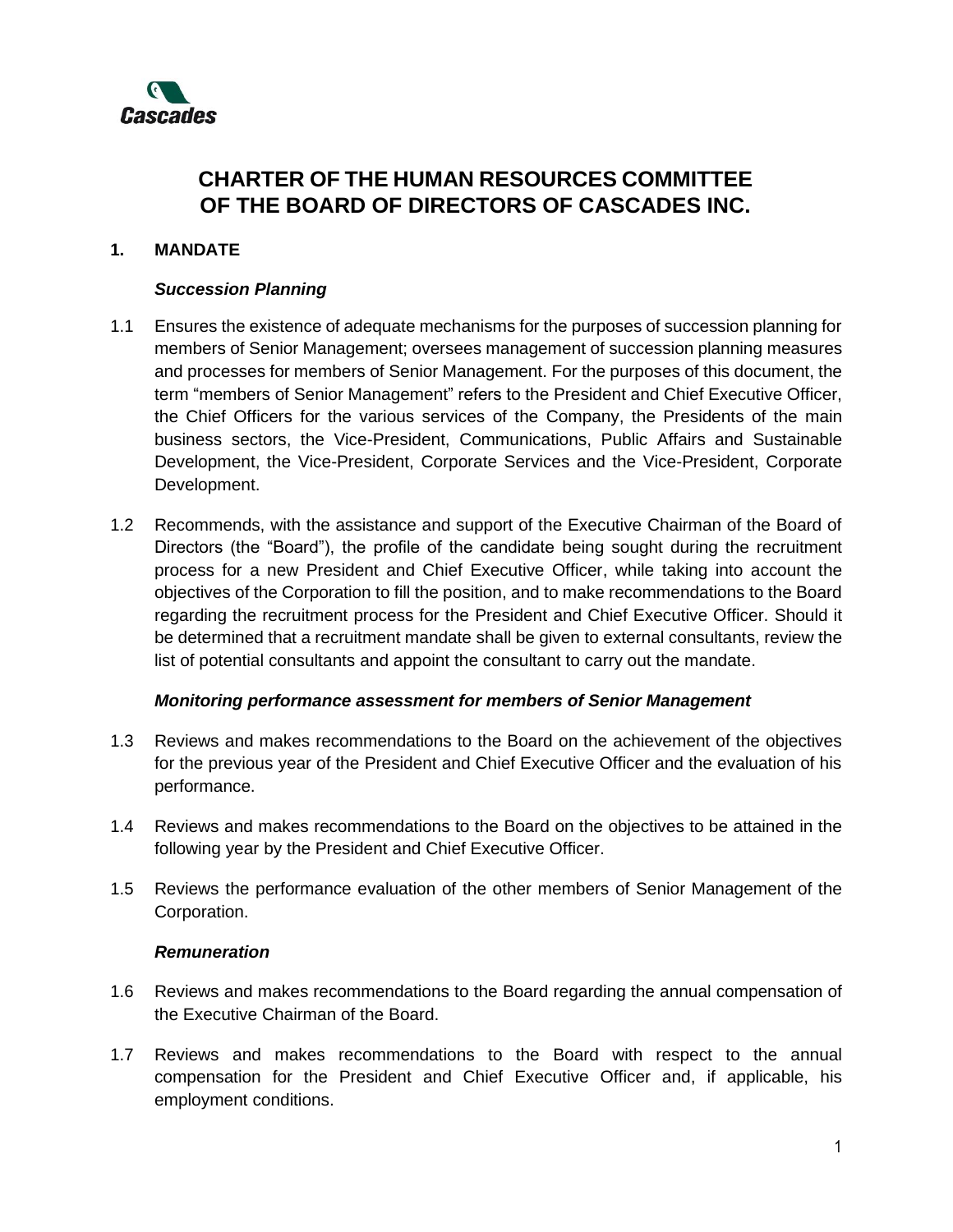# CHARTER OF THE HUMAN RESOURCES COMMITTEE OF THE BOARD OF DIRECTORS OF CASCADES INC.

## 1. MANDATE

### *Succession Planning*

1.1 Ensures the existence of adequate mechanisms for the purposes of succession planning for members of Senior Management; oversees management of succession planning measures and processes for members of Senior Management. For the purposes of this document, the term "members of Senior Management" refers to the President and Chief Executive Officer, the Chief Officers for the various services of the Company, the Presidents of the main business sectors, the Vice-President, Communications, Public Affairs and Sustainable Development, the Vice-President, Corporate Services and the Vice-President, Corporate Development.

1.2 Recommends, with the assistance and support of the Executive Chairman of the Board of Directors (the "Board"), the profile of the candidate being sought during the recruitment process for a new President and Chief Executive Officer, while taking into account the objectives of the Corporation to fill the position, and to make recommendations to the Board regarding the recruitment process for the President and Chief Executive Officer. Should it be determined that a recruitment mandate shall be given to external consultants, review the list of potential consultants and appoint the consultant to carry out the mandate.

### *Monitoring performance assessment for members of Senior Management*

1.3 Reviews and makes recommendations to the Board on the achievement of the objectives for the previous year of the President and Chief Executive Officer and the evaluation of his performance.

1.4 Reviews and makes recommendations to the Board on the objectives to be attained in the following year by the President and Chief Executive Officer.

1.5 Reviews the performance evaluation of the other members of Senior Management of the Corporation.

### *Remuneration*

1.6 Reviews and makes recommendations to the Board regarding the annual compensation of the Executive Chairman of the Board.

1.7 Reviews and makes recommendations to the Board with respect to the annual compensation for the President and Chief Executive Officer and, if applicable, his employment conditions.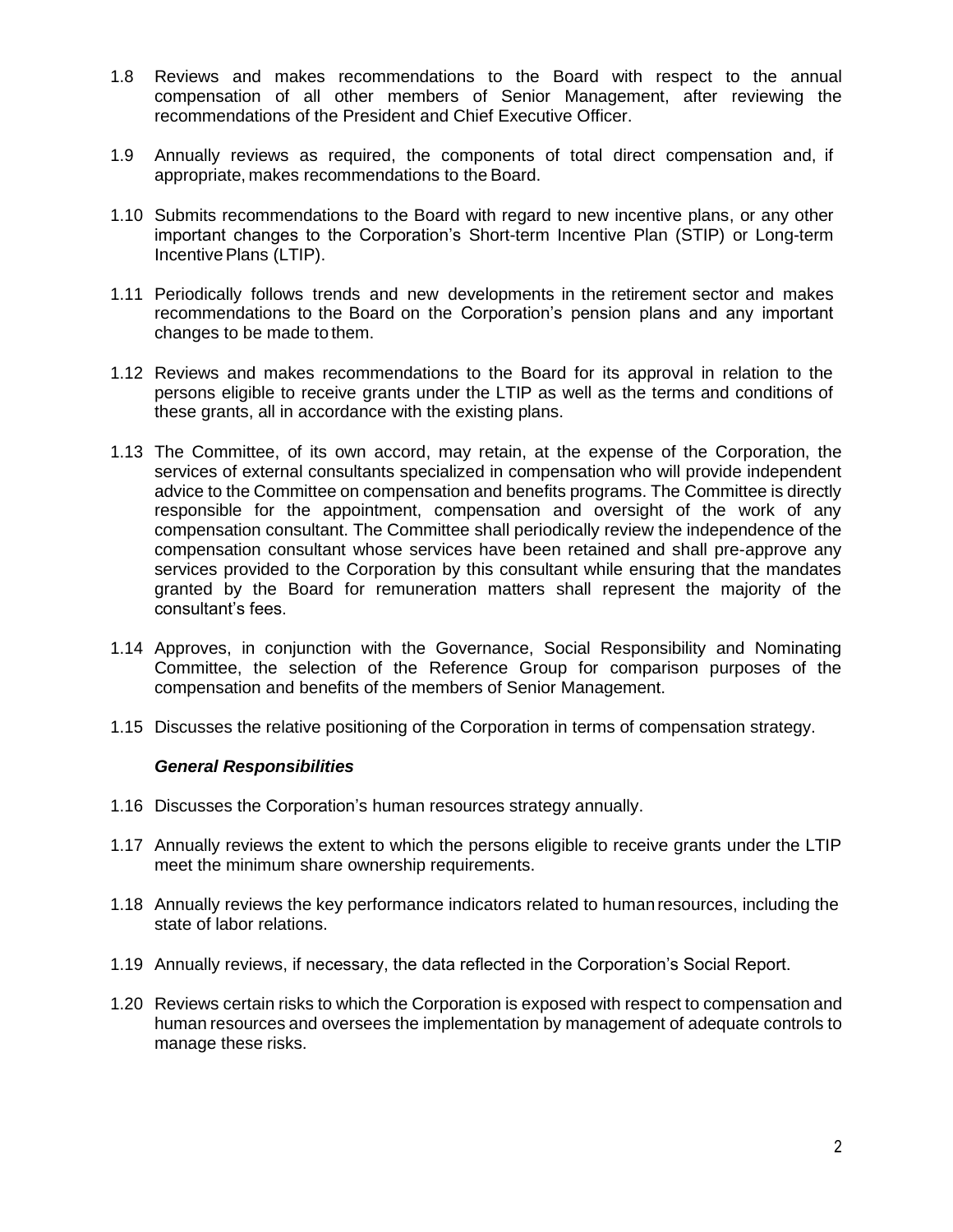1.8 Reviews and makes recommendations to the Board with respect to the annual compensation of all other members of Senior Management, after reviewing the recommendations of the President and Chief Executive Officer.

1.9 Annually reviews as required, the components of total direct compensation and, if appropriate, makes recommendations to the Board.

1.10 Submits recommendations to the Board with regard to new incentive plans, or any other important changes to the Corporation's Short-term Incentive Plan (STIP) or Long-term Incentive Plans (LTIP).

1.11 Periodically follows trends and new developments in the retirement sector and makes recommendations to the Board on the Corporation's pension plans and any important changes to be made to them.

1.12 Reviews and makes recommendations to the Board for its approval in relation to the persons eligible to receive grants under the LTIP as well as the terms and conditions of these grants, all in accordance with the existing plans.

1.13 The Committee, of its own accord, may retain, at the expense of the Corporation, the services of external consultants specialized in compensation who will provide independent advice to the Committee on compensation and benefits programs. The Committee is directly responsible for the appointment, compensation and oversight of the work of any compensation consultant. The Committee shall periodically review the independence of the compensation consultant whose services have been retained and shall pre-approve any services provided to the Corporation by this consultant while ensuring that the mandates granted by the Board for remuneration matters shall represent the majority of the consultant's fees.

1.14 Approves, in conjunction with the Governance, Social Responsibility and Nominating Committee, the selection of the Reference Group for comparison purposes of the compensation and benefits of the members of Senior Management.

1.15 Discusses the relative positioning of the Corporation in terms of compensation strategy.

***General Responsibilities***

1.16 Discusses the Corporation's human resources strategy annually.

1.17 Annually reviews the extent to which the persons eligible to receive grants under the LTIP meet the minimum share ownership requirements.

1.18 Annually reviews the key performance indicators related to human resources, including the state of labor relations.

1.19 Annually reviews, if necessary, the data reflected in the Corporation's Social Report.

1.20 Reviews certain risks to which the Corporation is exposed with respect to compensation and human resources and oversees the implementation by management of adequate controls to manage these risks.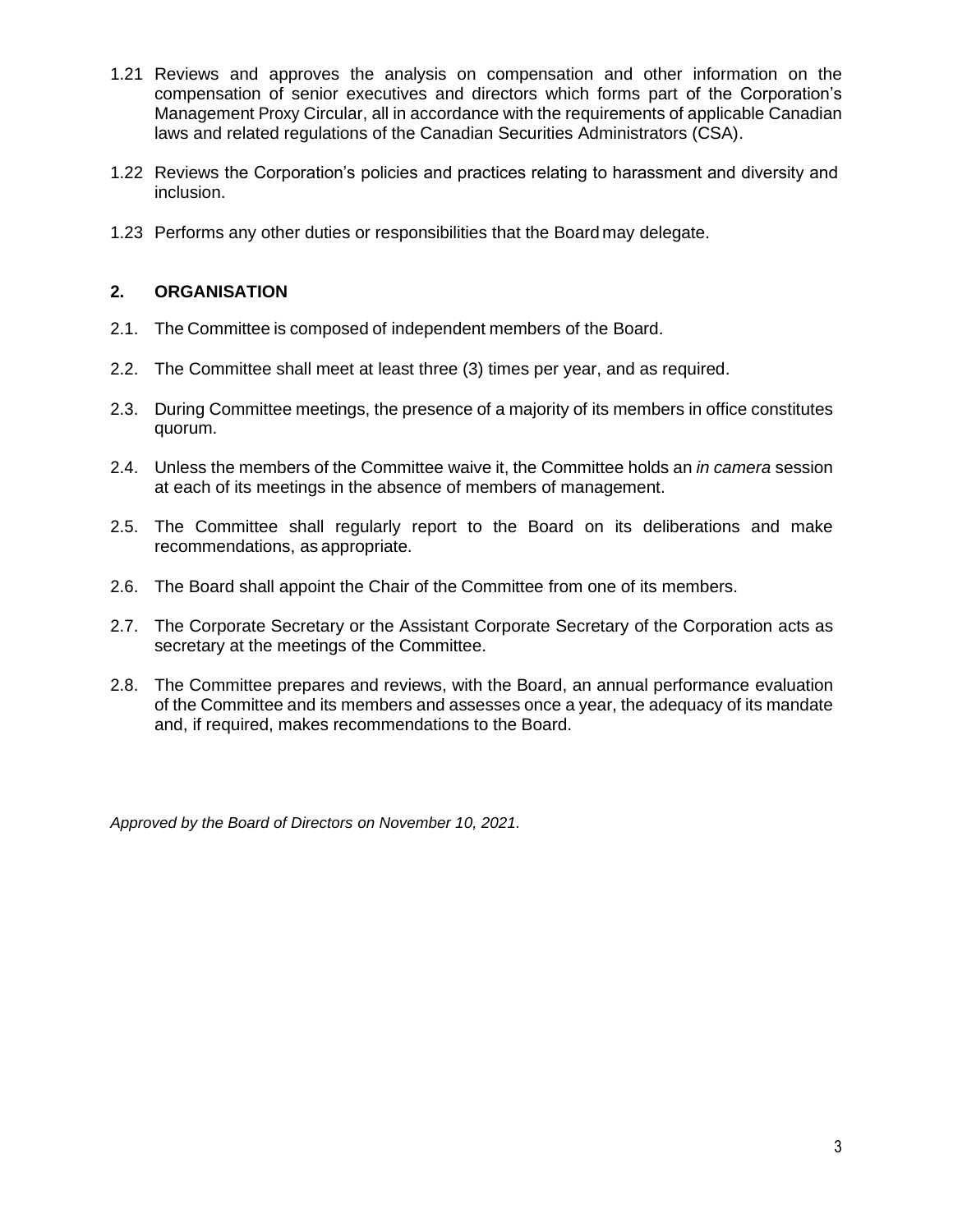1.21 Reviews and approves the analysis on compensation and other information on the compensation of senior executives and directors which forms part of the Corporation's Management Proxy Circular, all in accordance with the requirements of applicable Canadian laws and related regulations of the Canadian Securities Administrators (CSA).

1.22 Reviews the Corporation's policies and practices relating to harassment and diversity and inclusion.

1.23 Performs any other duties or responsibilities that the Board may delegate.

## 2. ORGANISATION

2.1. The Committee is composed of independent members of the Board.

2.2. The Committee shall meet at least three (3) times per year, and as required.

2.3. During Committee meetings, the presence of a majority of its members in office constitutes quorum.

2.4. Unless the members of the Committee waive it, the Committee holds an *in camera* session at each of its meetings in the absence of members of management.

2.5. The Committee shall regularly report to the Board on its deliberations and make recommendations, as appropriate.

2.6. The Board shall appoint the Chair of the Committee from one of its members.

2.7. The Corporate Secretary or the Assistant Corporate Secretary of the Corporation acts as secretary at the meetings of the Committee.

2.8. The Committee prepares and reviews, with the Board, an annual performance evaluation of the Committee and its members and assesses once a year, the adequacy of its mandate and, if required, makes recommendations to the Board.

*Approved by the Board of Directors on November 10, 2021.*